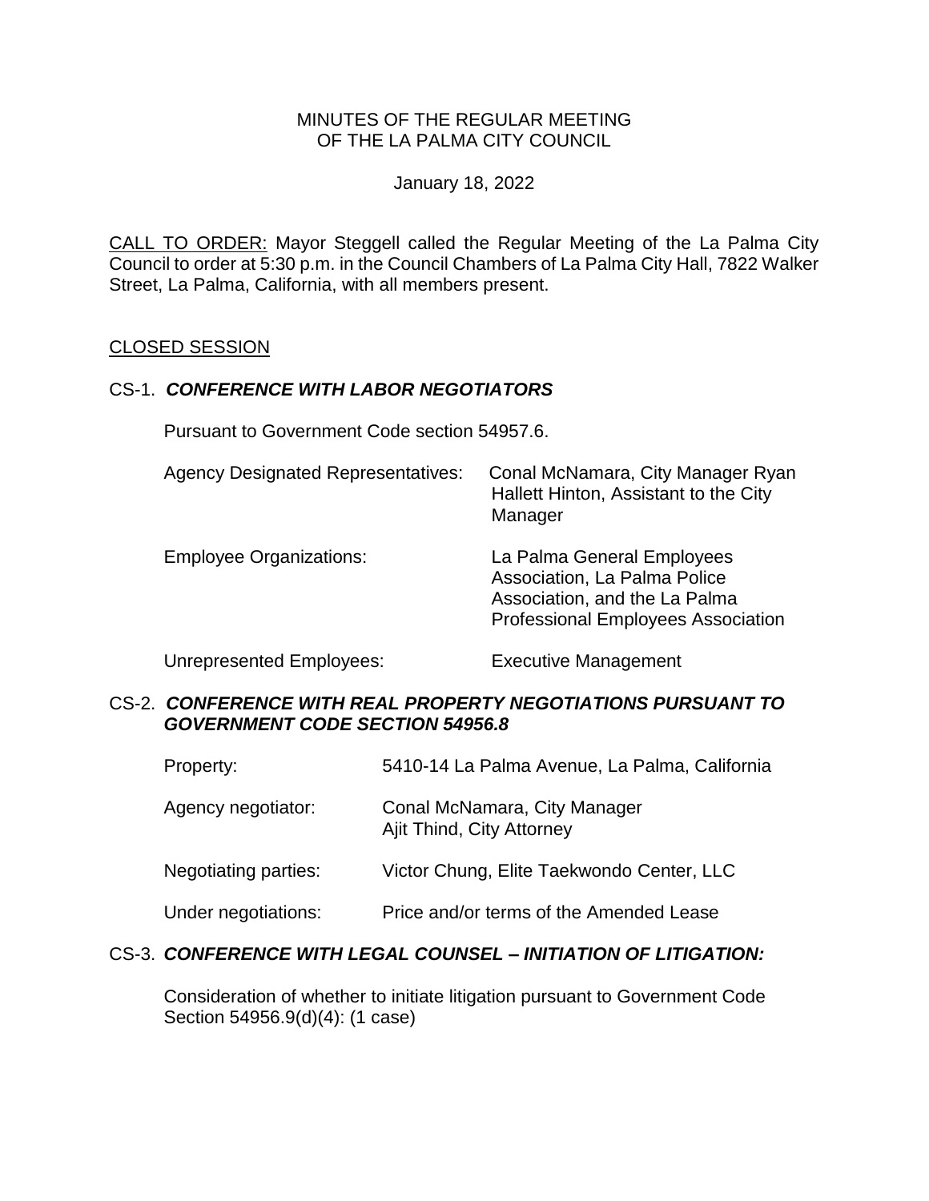MINUTES OF THE REGULAR MEETING
OF THE LA PALMA CITY COUNCIL

January 18, 2022

CALL TO ORDER: Mayor Steggell called the Regular Meeting of the La Palma City Council to order at 5:30 p.m. in the Council Chambers of La Palma City Hall, 7822 Walker Street, La Palma, California, with all members present.

## CLOSED SESSION

### CS-1. ***CONFERENCE WITH LABOR NEGOTIATORS***

Pursuant to Government Code section 54957.6.

| | |
|---|---|
| Agency Designated Representatives: | Conal McNamara, City Manager Ryan Hallett Hinton, Assistant to the City Manager |
| Employee Organizations: | La Palma General Employees Association, La Palma Police Association, and the La Palma Professional Employees Association |
| Unrepresented Employees: | Executive Management |

### CS-2. ***CONFERENCE WITH REAL PROPERTY NEGOTIATIONS PURSUANT TO GOVERNMENT CODE SECTION 54956.8***

| | |
|---|---|
| Property: | 5410-14 La Palma Avenue, La Palma, California |
| Agency negotiator: | Conal McNamara, City Manager<br>Ajit Thind, City Attorney |
| Negotiating parties: | Victor Chung, Elite Taekwondo Center, LLC |
| Under negotiations: | Price and/or terms of the Amended Lease |

### CS-3. ***CONFERENCE WITH LEGAL COUNSEL – INITIATION OF LITIGATION:***

Consideration of whether to initiate litigation pursuant to Government Code Section 54956.9(d)(4): (1 case)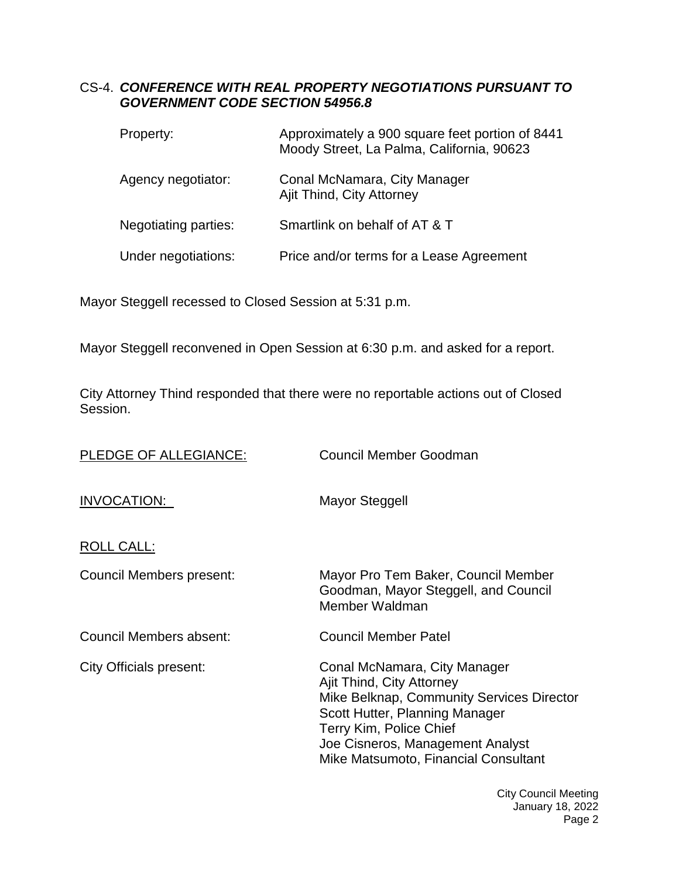CS-4. ***CONFERENCE WITH REAL PROPERTY NEGOTIATIONS PURSUANT TO GOVERNMENT CODE SECTION 54956.8***

| | |
|---|---|
| Property: | Approximately a 900 square feet portion of 8441 Moody Street, La Palma, California, 90623 |
| Agency negotiator: | Conal McNamara, City Manager<br>Ajit Thind, City Attorney |
| Negotiating parties: | Smartlink on behalf of AT & T |
| Under negotiations: | Price and/or terms for a Lease Agreement |

Mayor Steggell recessed to Closed Session at 5:31 p.m.

Mayor Steggell reconvened in Open Session at 6:30 p.m. and asked for a report.

City Attorney Thind responded that there were no reportable actions out of Closed Session.

| | |
|---|---|
| PLEDGE OF ALLEGIANCE: | Council Member Goodman |
| INVOCATION: | Mayor Steggell |

ROLL CALL:

| | |
|---|---|
| Council Members present: | Mayor Pro Tem Baker, Council Member Goodman, Mayor Steggell, and Council Member Waldman |
| Council Members absent: | Council Member Patel |
| City Officials present: | Conal McNamara, City Manager<br>Ajit Thind, City Attorney<br>Mike Belknap, Community Services Director<br>Scott Hutter, Planning Manager<br>Terry Kim, Police Chief<br>Joe Cisneros, Management Analyst<br>Mike Matsumoto, Financial Consultant |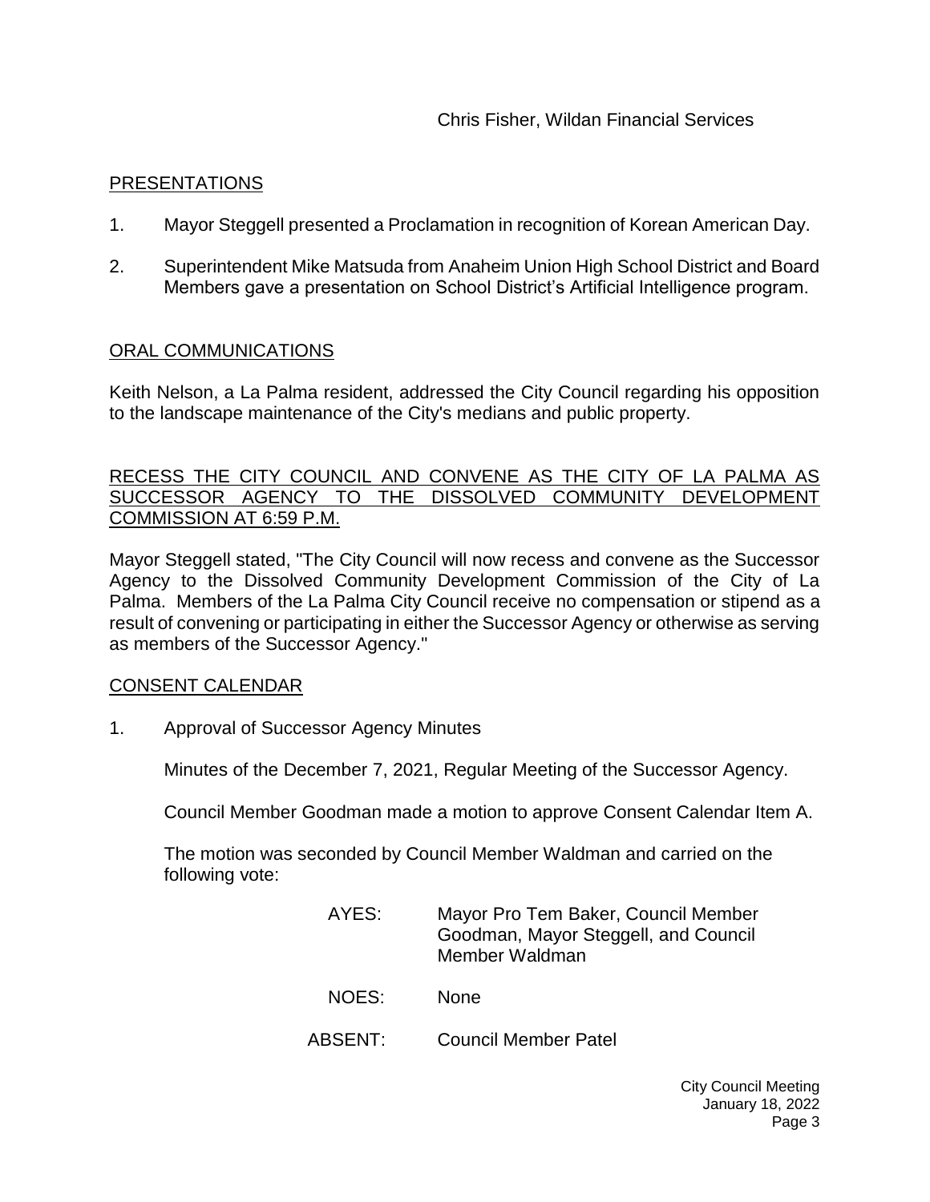Chris Fisher, Wildan Financial Services

## PRESENTATIONS

1. Mayor Steggell presented a Proclamation in recognition of Korean American Day.

2. Superintendent Mike Matsuda from Anaheim Union High School District and Board Members gave a presentation on School District's Artificial Intelligence program.

## ORAL COMMUNICATIONS

Keith Nelson, a La Palma resident, addressed the City Council regarding his opposition to the landscape maintenance of the City's medians and public property.

## RECESS THE CITY COUNCIL AND CONVENE AS THE CITY OF LA PALMA AS SUCCESSOR AGENCY TO THE DISSOLVED COMMUNITY DEVELOPMENT COMMISSION AT 6:59 P.M.

Mayor Steggell stated, "The City Council will now recess and convene as the Successor Agency to the Dissolved Community Development Commission of the City of La Palma. Members of the La Palma City Council receive no compensation or stipend as a result of convening or participating in either the Successor Agency or otherwise as serving as members of the Successor Agency."

## CONSENT CALENDAR

1. Approval of Successor Agency Minutes

   Minutes of the December 7, 2021, Regular Meeting of the Successor Agency.

   Council Member Goodman made a motion to approve Consent Calendar Item A.

   The motion was seconded by Council Member Waldman and carried on the following vote:

   AYES: Mayor Pro Tem Baker, Council Member Goodman, Mayor Steggell, and Council Member Waldman

   NOES: None

   ABSENT: Council Member Patel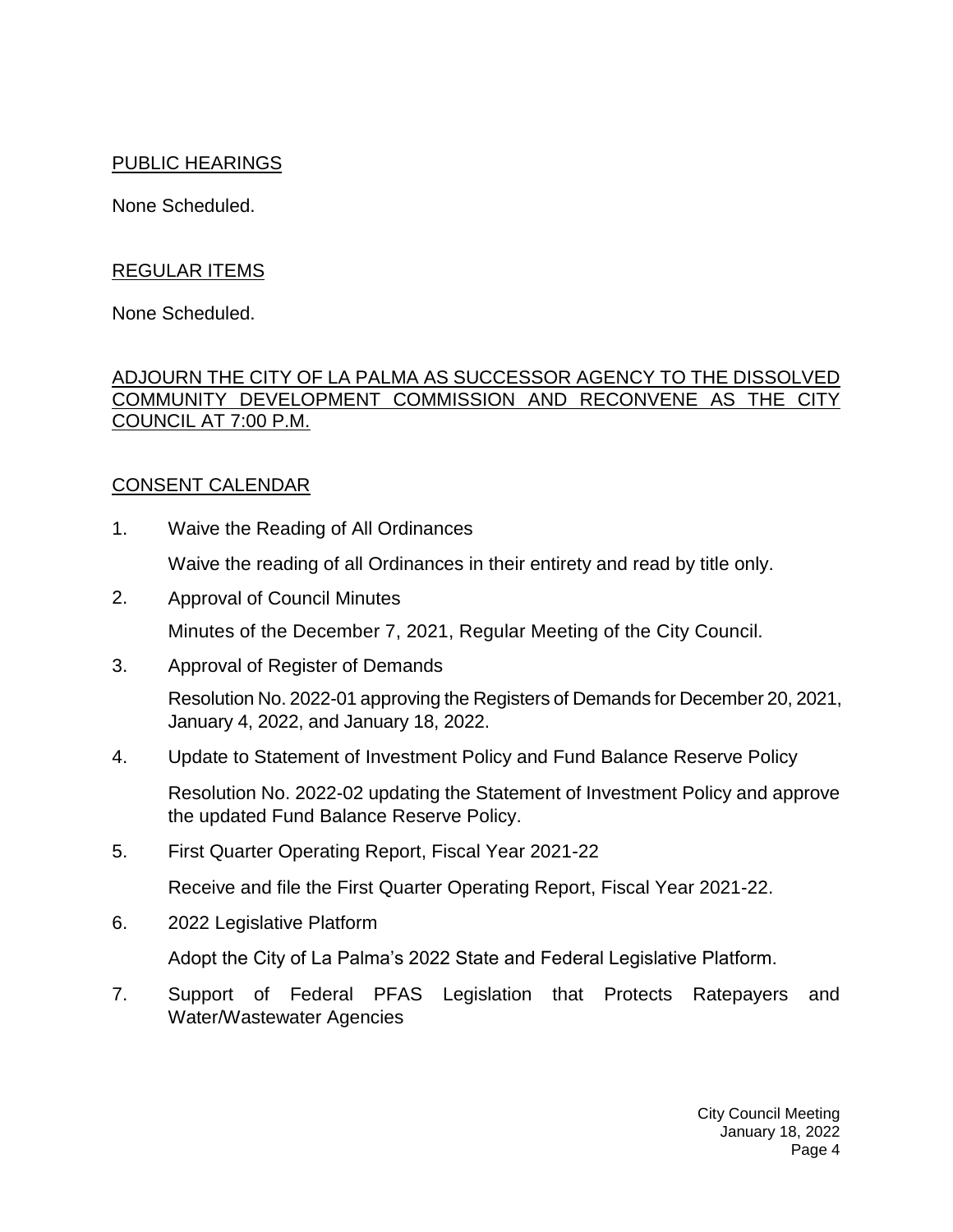## PUBLIC HEARINGS

None Scheduled.

## REGULAR ITEMS

None Scheduled.

## ADJOURN THE CITY OF LA PALMA AS SUCCESSOR AGENCY TO THE DISSOLVED COMMUNITY DEVELOPMENT COMMISSION AND RECONVENE AS THE CITY COUNCIL AT 7:00 P.M.

## CONSENT CALENDAR

1. Waive the Reading of All Ordinances

   Waive the reading of all Ordinances in their entirety and read by title only.

2. Approval of Council Minutes

   Minutes of the December 7, 2021, Regular Meeting of the City Council.

3. Approval of Register of Demands

   Resolution No. 2022-01 approving the Registers of Demands for December 20, 2021, January 4, 2022, and January 18, 2022.

4. Update to Statement of Investment Policy and Fund Balance Reserve Policy

   Resolution No. 2022-02 updating the Statement of Investment Policy and approve the updated Fund Balance Reserve Policy.

5. First Quarter Operating Report, Fiscal Year 2021-22

   Receive and file the First Quarter Operating Report, Fiscal Year 2021-22.

6. 2022 Legislative Platform

   Adopt the City of La Palma's 2022 State and Federal Legislative Platform.

7. Support of Federal PFAS Legislation that Protects Ratepayers and Water/Wastewater Agencies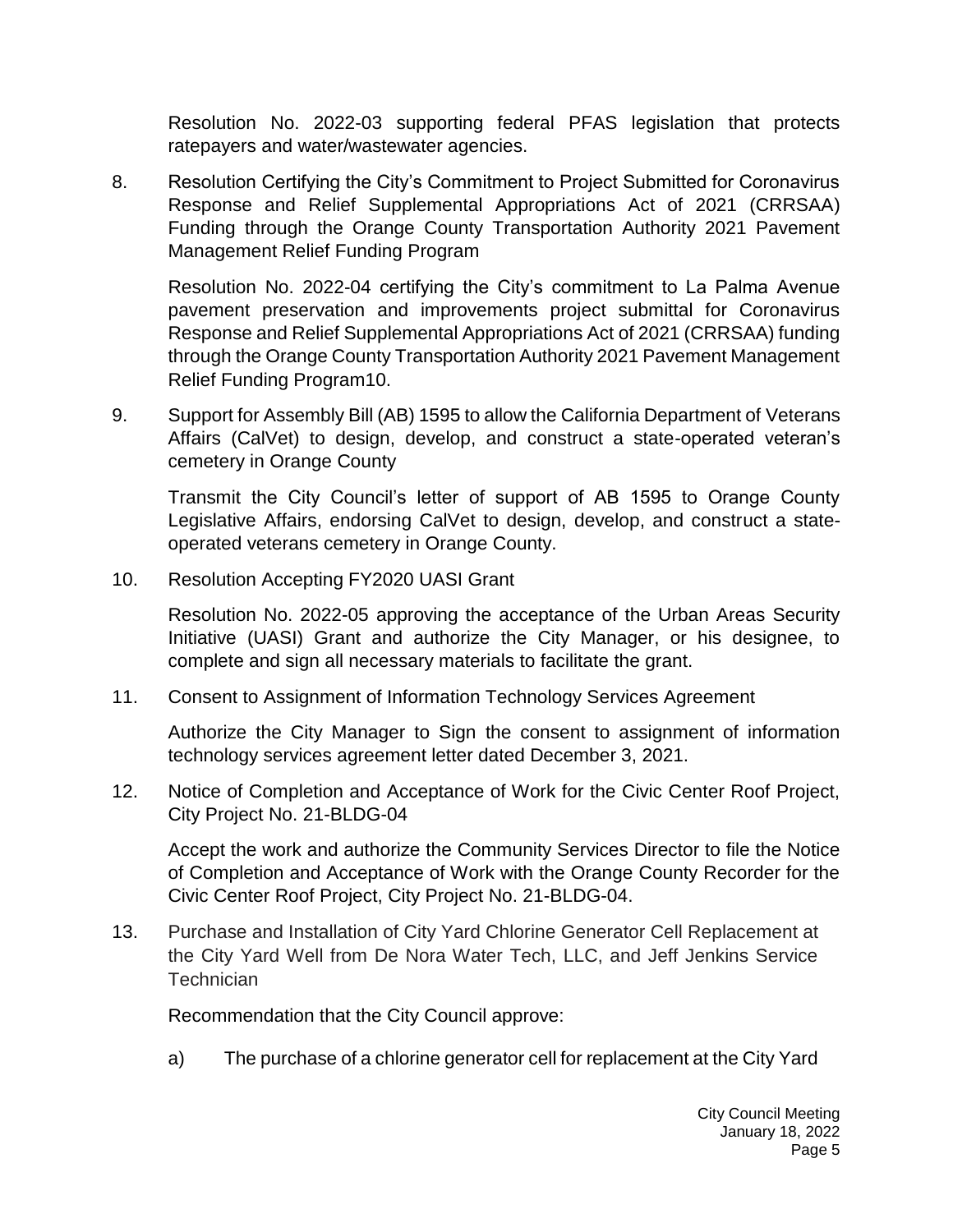Resolution No. 2022-03 supporting federal PFAS legislation that protects ratepayers and water/wastewater agencies.

8. Resolution Certifying the City's Commitment to Project Submitted for Coronavirus Response and Relief Supplemental Appropriations Act of 2021 (CRRSAA) Funding through the Orange County Transportation Authority 2021 Pavement Management Relief Funding Program

   Resolution No. 2022-04 certifying the City's commitment to La Palma Avenue pavement preservation and improvements project submittal for Coronavirus Response and Relief Supplemental Appropriations Act of 2021 (CRRSAA) funding through the Orange County Transportation Authority 2021 Pavement Management Relief Funding Program10.

9. Support for Assembly Bill (AB) 1595 to allow the California Department of Veterans Affairs (CalVet) to design, develop, and construct a state-operated veteran's cemetery in Orange County

   Transmit the City Council's letter of support of AB 1595 to Orange County Legislative Affairs, endorsing CalVet to design, develop, and construct a state-operated veterans cemetery in Orange County.

10. Resolution Accepting FY2020 UASI Grant

    Resolution No. 2022-05 approving the acceptance of the Urban Areas Security Initiative (UASI) Grant and authorize the City Manager, or his designee, to complete and sign all necessary materials to facilitate the grant.

11. Consent to Assignment of Information Technology Services Agreement

    Authorize the City Manager to Sign the consent to assignment of information technology services agreement letter dated December 3, 2021.

12. Notice of Completion and Acceptance of Work for the Civic Center Roof Project, City Project No. 21-BLDG-04

    Accept the work and authorize the Community Services Director to file the Notice of Completion and Acceptance of Work with the Orange County Recorder for the Civic Center Roof Project, City Project No. 21-BLDG-04.

13. Purchase and Installation of City Yard Chlorine Generator Cell Replacement at the City Yard Well from De Nora Water Tech, LLC, and Jeff Jenkins Service Technician

    Recommendation that the City Council approve:

    a) The purchase of a chlorine generator cell for replacement at the City Yard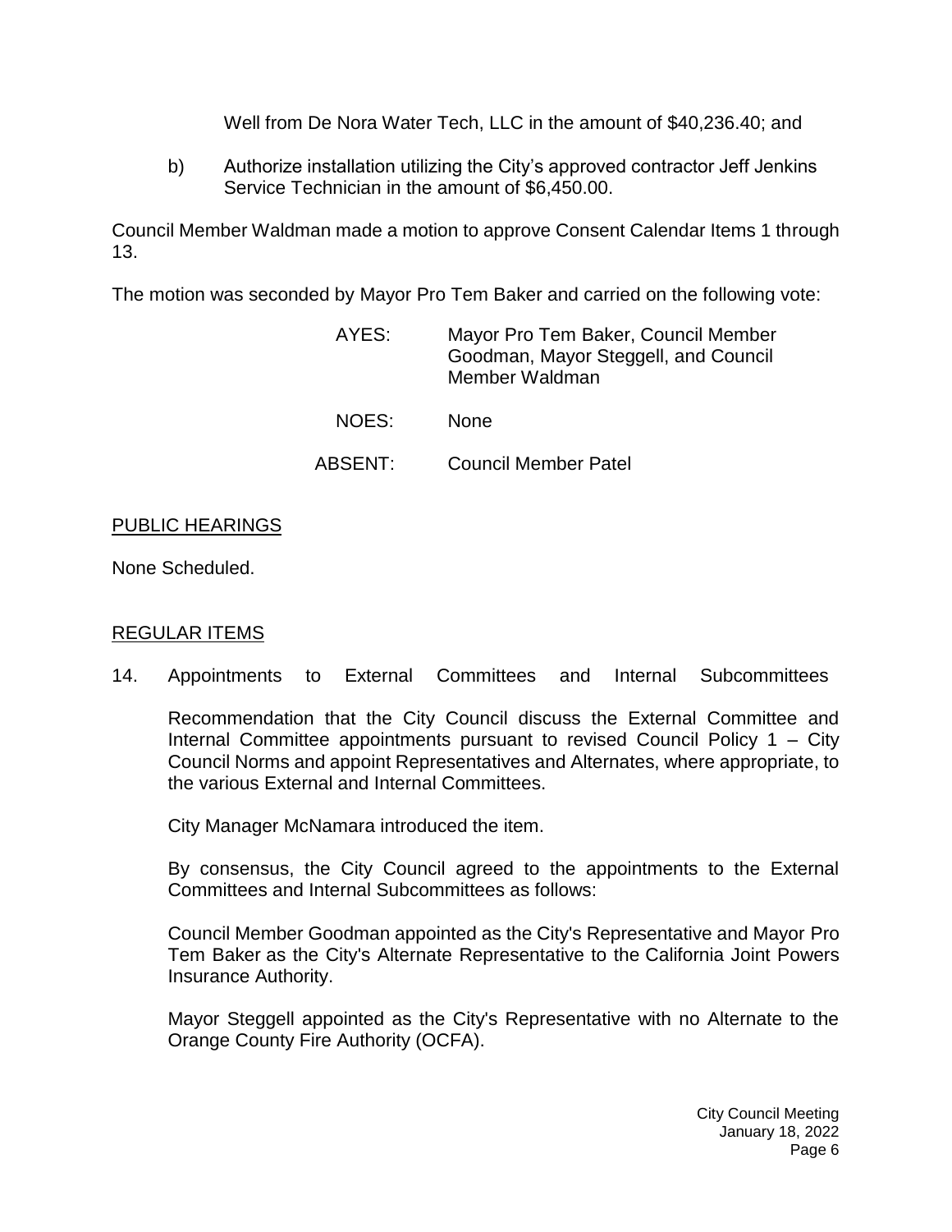Well from De Nora Water Tech, LLC in the amount of $40,236.40; and

b) Authorize installation utilizing the City's approved contractor Jeff Jenkins Service Technician in the amount of $6,450.00.

Council Member Waldman made a motion to approve Consent Calendar Items 1 through 13.

The motion was seconded by Mayor Pro Tem Baker and carried on the following vote:

AYES: Mayor Pro Tem Baker, Council Member Goodman, Mayor Steggell, and Council Member Waldman

NOES: None

ABSENT: Council Member Patel

## PUBLIC HEARINGS

None Scheduled.

## REGULAR ITEMS

14. Appointments to External Committees and Internal Subcommittees

Recommendation that the City Council discuss the External Committee and Internal Committee appointments pursuant to revised Council Policy 1 – City Council Norms and appoint Representatives and Alternates, where appropriate, to the various External and Internal Committees.

City Manager McNamara introduced the item.

By consensus, the City Council agreed to the appointments to the External Committees and Internal Subcommittees as follows:

Council Member Goodman appointed as the City's Representative and Mayor Pro Tem Baker as the City's Alternate Representative to the California Joint Powers Insurance Authority.

Mayor Steggell appointed as the City's Representative with no Alternate to the Orange County Fire Authority (OCFA).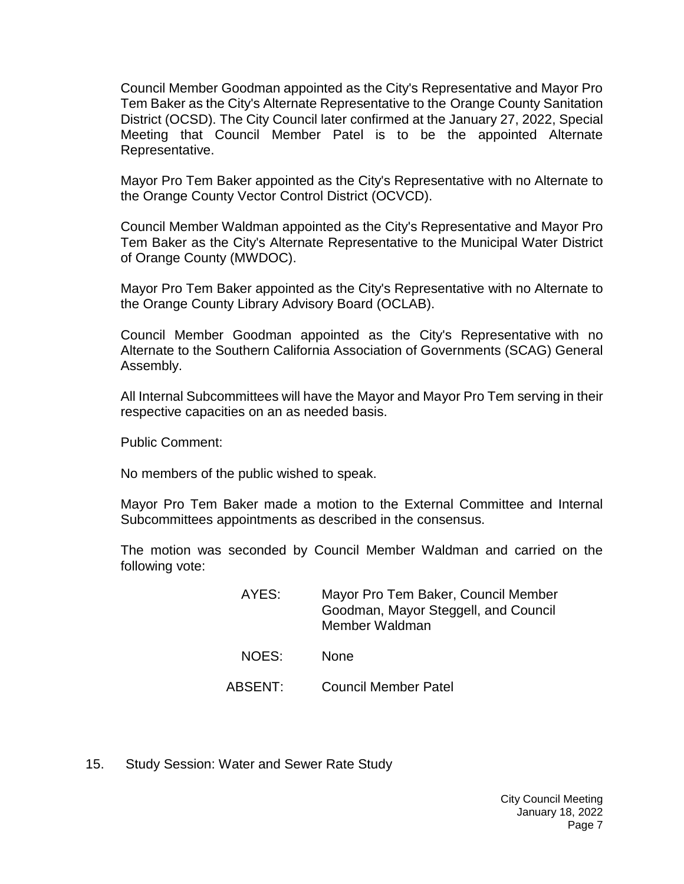Council Member Goodman appointed as the City's Representative and Mayor Pro Tem Baker as the City's Alternate Representative to the Orange County Sanitation District (OCSD). The City Council later confirmed at the January 27, 2022, Special Meeting that Council Member Patel is to be the appointed Alternate Representative.

Mayor Pro Tem Baker appointed as the City's Representative with no Alternate to the Orange County Vector Control District (OCVCD).

Council Member Waldman appointed as the City's Representative and Mayor Pro Tem Baker as the City's Alternate Representative to the Municipal Water District of Orange County (MWDOC).

Mayor Pro Tem Baker appointed as the City's Representative with no Alternate to the Orange County Library Advisory Board (OCLAB).

Council Member Goodman appointed as the City's Representative with no Alternate to the Southern California Association of Governments (SCAG) General Assembly.

All Internal Subcommittees will have the Mayor and Mayor Pro Tem serving in their respective capacities on an as needed basis.

Public Comment:

No members of the public wished to speak.

Mayor Pro Tem Baker made a motion to the External Committee and Internal Subcommittees appointments as described in the consensus.

The motion was seconded by Council Member Waldman and carried on the following vote:

AYES: Mayor Pro Tem Baker, Council Member Goodman, Mayor Steggell, and Council Member Waldman

NOES: None

ABSENT: Council Member Patel

15. Study Session: Water and Sewer Rate Study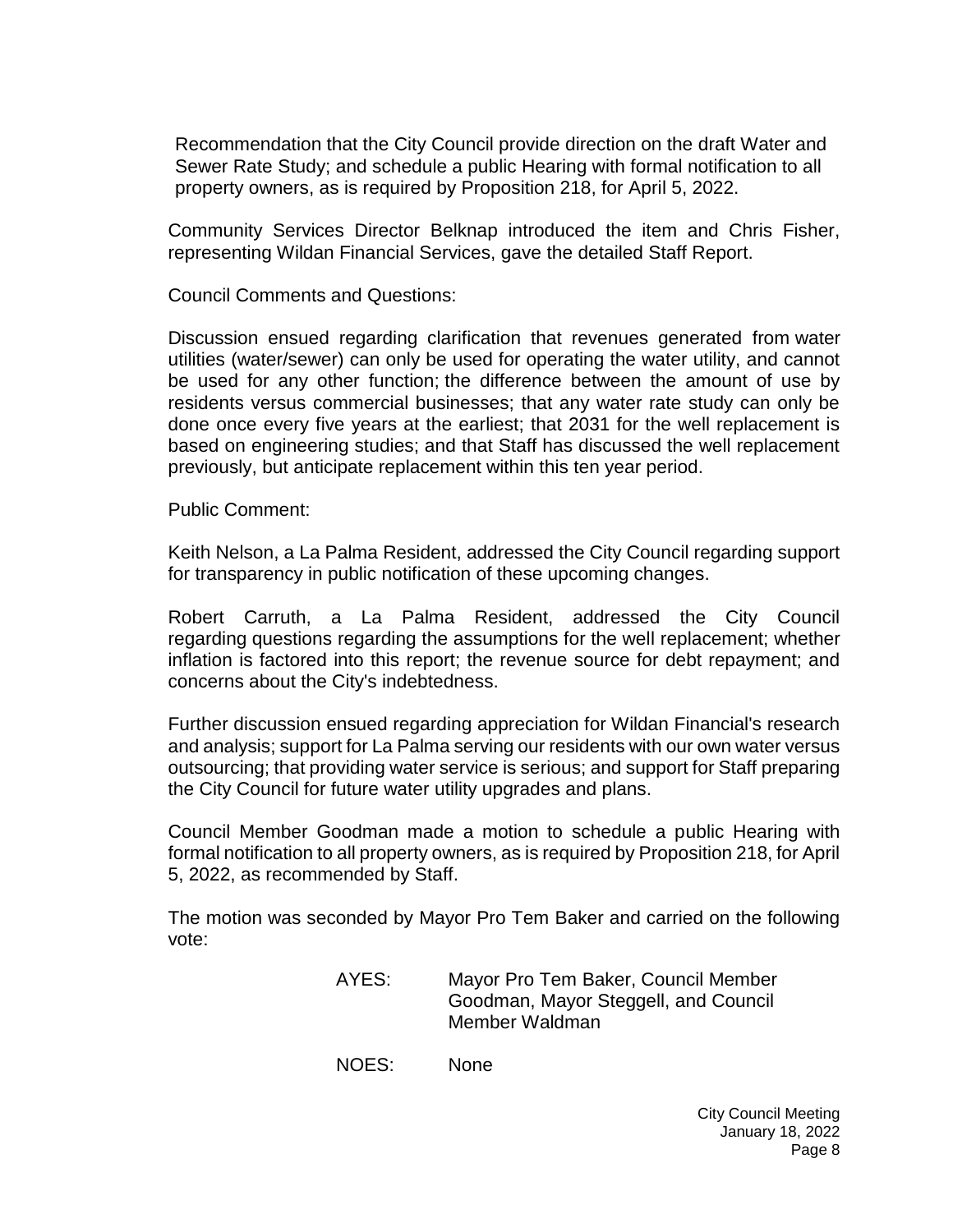Recommendation that the City Council provide direction on the draft Water and Sewer Rate Study; and schedule a public Hearing with formal notification to all property owners, as is required by Proposition 218, for April 5, 2022.

Community Services Director Belknap introduced the item and Chris Fisher, representing Wildan Financial Services, gave the detailed Staff Report.

Council Comments and Questions:

Discussion ensued regarding clarification that revenues generated from water utilities (water/sewer) can only be used for operating the water utility, and cannot be used for any other function; the difference between the amount of use by residents versus commercial businesses; that any water rate study can only be done once every five years at the earliest; that 2031 for the well replacement is based on engineering studies; and that Staff has discussed the well replacement previously, but anticipate replacement within this ten year period.

Public Comment:

Keith Nelson, a La Palma Resident, addressed the City Council regarding support for transparency in public notification of these upcoming changes.

Robert Carruth, a La Palma Resident, addressed the City Council regarding questions regarding the assumptions for the well replacement; whether inflation is factored into this report; the revenue source for debt repayment; and concerns about the City's indebtedness.

Further discussion ensued regarding appreciation for Wildan Financial's research and analysis; support for La Palma serving our residents with our own water versus outsourcing; that providing water service is serious; and support for Staff preparing the City Council for future water utility upgrades and plans.

Council Member Goodman made a motion to schedule a public Hearing with formal notification to all property owners, as is required by Proposition 218, for April 5, 2022, as recommended by Staff.

The motion was seconded by Mayor Pro Tem Baker and carried on the following vote:

AYES: Mayor Pro Tem Baker, Council Member Goodman, Mayor Steggell, and Council Member Waldman

NOES: None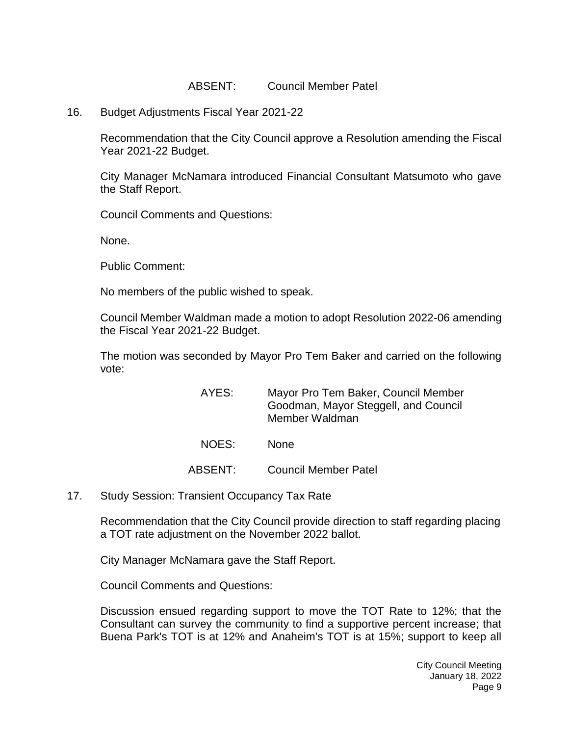ABSENT: Council Member Patel

16. Budget Adjustments Fiscal Year 2021-22

    Recommendation that the City Council approve a Resolution amending the Fiscal Year 2021-22 Budget.

    City Manager McNamara introduced Financial Consultant Matsumoto who gave the Staff Report.

    Council Comments and Questions:

    None.

    Public Comment:

    No members of the public wished to speak.

    Council Member Waldman made a motion to adopt Resolution 2022-06 amending the Fiscal Year 2021-22 Budget.

    The motion was seconded by Mayor Pro Tem Baker and carried on the following vote:

    AYES: Mayor Pro Tem Baker, Council Member Goodman, Mayor Steggell, and Council Member Waldman

    NOES: None

    ABSENT: Council Member Patel

17. Study Session: Transient Occupancy Tax Rate

    Recommendation that the City Council provide direction to staff regarding placing a TOT rate adjustment on the November 2022 ballot.

    City Manager McNamara gave the Staff Report.

    Council Comments and Questions:

    Discussion ensued regarding support to move the TOT Rate to 12%; that the Consultant can survey the community to find a supportive percent increase; that Buena Park's TOT is at 12% and Anaheim's TOT is at 15%; support to keep all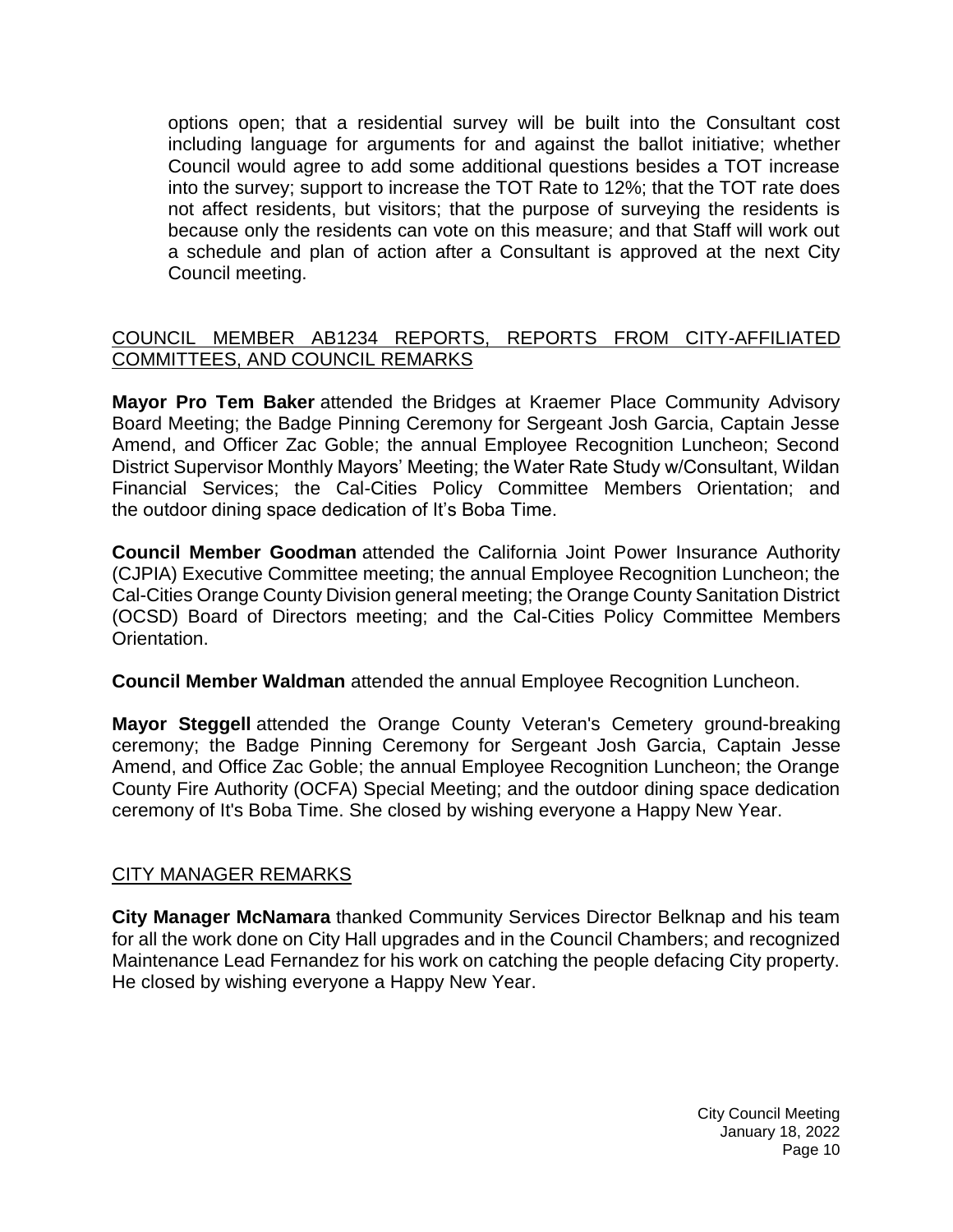options open; that a residential survey will be built into the Consultant cost including language for arguments for and against the ballot initiative; whether Council would agree to add some additional questions besides a TOT increase into the survey; support to increase the TOT Rate to 12%; that the TOT rate does not affect residents, but visitors; that the purpose of surveying the residents is because only the residents can vote on this measure; and that Staff will work out a schedule and plan of action after a Consultant is approved at the next City Council meeting.

## COUNCIL MEMBER AB1234 REPORTS, REPORTS FROM CITY-AFFILIATED COMMITTEES, AND COUNCIL REMARKS

**Mayor Pro Tem Baker** attended the Bridges at Kraemer Place Community Advisory Board Meeting; the Badge Pinning Ceremony for Sergeant Josh Garcia, Captain Jesse Amend, and Officer Zac Goble; the annual Employee Recognition Luncheon; Second District Supervisor Monthly Mayors' Meeting; the Water Rate Study w/Consultant, Wildan Financial Services; the Cal-Cities Policy Committee Members Orientation; and the outdoor dining space dedication of It's Boba Time.

**Council Member Goodman** attended the California Joint Power Insurance Authority (CJPIA) Executive Committee meeting; the annual Employee Recognition Luncheon; the Cal-Cities Orange County Division general meeting; the Orange County Sanitation District (OCSD) Board of Directors meeting; and the Cal-Cities Policy Committee Members Orientation.

**Council Member Waldman** attended the annual Employee Recognition Luncheon.

**Mayor Steggell** attended the Orange County Veteran's Cemetery ground-breaking ceremony; the Badge Pinning Ceremony for Sergeant Josh Garcia, Captain Jesse Amend, and Office Zac Goble; the annual Employee Recognition Luncheon; the Orange County Fire Authority (OCFA) Special Meeting; and the outdoor dining space dedication ceremony of It's Boba Time. She closed by wishing everyone a Happy New Year.

## CITY MANAGER REMARKS

**City Manager McNamara** thanked Community Services Director Belknap and his team for all the work done on City Hall upgrades and in the Council Chambers; and recognized Maintenance Lead Fernandez for his work on catching the people defacing City property. He closed by wishing everyone a Happy New Year.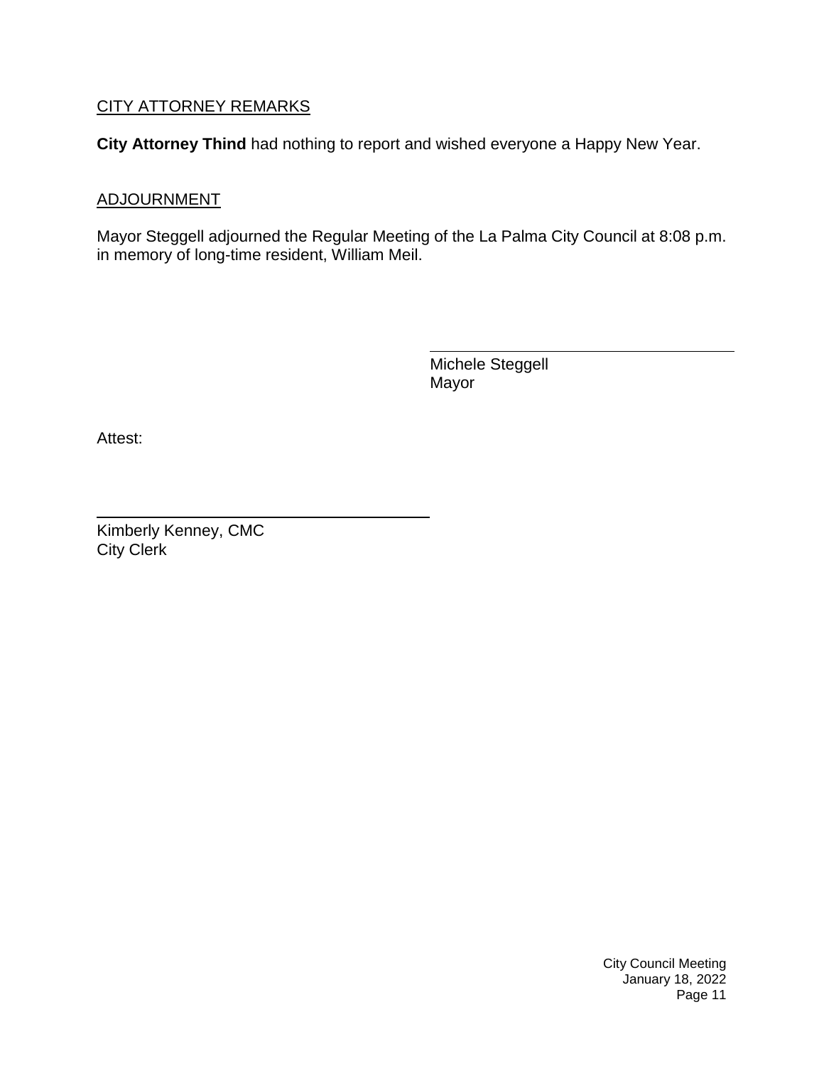CITY ATTORNEY REMARKS

**City Attorney Thind** had nothing to report and wished everyone a Happy New Year.

ADJOURNMENT

Mayor Steggell adjourned the Regular Meeting of the La Palma City Council at 8:08 p.m. in memory of long-time resident, William Meil.

Michele Steggell
Mayor

Attest:

Kimberly Kenney, CMC
City Clerk